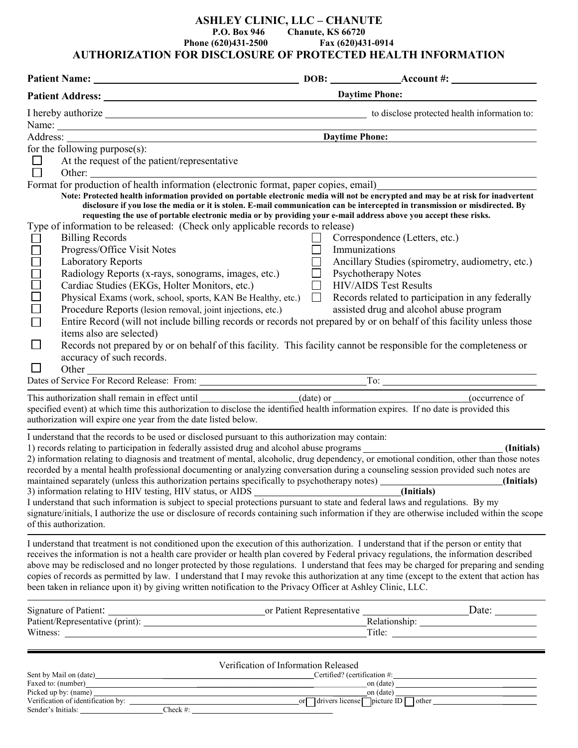# ASHLEY CLINIC, LLC – CHANUTE

**P.O. Box 946 Chanute, KS 66720**

**Phone (620)431-2500 Fax (620)431-0914**

## AUTHORIZATION FOR DISCLOSURE OF PROTECTED HEALTH INFORMATION

**Patient Name:** ______________________ **DOB:** ____________ **Account #:** ______________

**Patient Address:** ______________________ **Daytime Phone:** ______________

I hereby authorize ______________________ to disclose protected health information to:

Name: ______________________

Address: ______________________ **Daytime Phone:** ______________

for the following purpose(s):

- ☐ At the request of the patient/representative
- ☐ Other: ______________________

Format for production of health information (electronic format, paper copies, email) ______________________

**Note: Protected health information provided on portable electronic media will not be encrypted and may be at risk for inadvertent disclosure if you lose the media or it is stolen. E-mail communication can be intercepted in transmission or misdirected. By requesting the use of portable electronic media or by providing your e-mail address above you accept these risks.**

Type of information to be released: (Check only applicable records to release)

- ☐ Billing Records
- ☐ Progress/Office Visit Notes
- ☐ Laboratory Reports
- ☐ Radiology Reports (x-rays, sonograms, images, etc.)
- ☐ Cardiac Studies (EKGs, Holter Monitors, etc.)
- ☐ Physical Exams (work, school, sports, KAN Be Healthy, etc.)
- ☐ Procedure Reports (lesion removal, joint injections, etc.)
- ☐ Correspondence (Letters, etc.)
- ☐ Immunizations
- ☐ Ancillary Studies (spirometry, audiometry, etc.)
- ☐ Psychotherapy Notes
- ☐ HIV/AIDS Test Results
- ☐ Records related to participation in any federally assisted drug and alcohol abuse program
- ☐ Entire Record (will not include billing records or records not prepared by or on behalf of this facility unless those items also are selected)
- ☐ Records not prepared by or on behalf of this facility. This facility cannot be responsible for the completeness or accuracy of such records.
- ☐ Other ______________________

Dates of Service For Record Release: From: ______________ To: ______________

---

This authorization shall remain in effect until ______________ (date) or ______________ (occurrence of specified event) at which time this authorization to disclose the identified health information expires. If no date is provided this authorization will expire one year from the date listed below.

---

I understand that the records to be used or disclosed pursuant to this authorization may contain:

1) records relating to participation in federally assisted drug and alcohol abuse programs ______________ **(Initials)**

2) information relating to diagnosis and treatment of mental, alcoholic, drug dependency, or emotional condition, other than those notes recorded by a mental health professional documenting or analyzing conversation during a counseling session provided such notes are maintained separately (unless this authorization pertains specifically to psychotherapy notes) ______________ **(Initials)**

3) information relating to HIV testing, HIV status, or AIDS ______________ **(Initials)**

I understand that such information is subject to special protections pursuant to state and federal laws and regulations. By my signature/initials, I authorize the use or disclosure of records containing such information if they are otherwise included within the scope of this authorization.

---

I understand that treatment is not conditioned upon the execution of this authorization. I understand that if the person or entity that receives the information is not a health care provider or health plan covered by Federal privacy regulations, the information described above may be redisclosed and no longer protected by those regulations. I understand that fees may be charged for preparing and sending copies of records as permitted by law. I understand that I may revoke this authorization at any time (except to the extent that action has been taken in reliance upon it) by giving written notification to the Privacy Officer at Ashley Clinic, LLC.

---

Signature of Patient: ______________ or Patient Representative ______________ Date: ________

Patient/Representative (print): ______________ Relationship: ______________

Witness: ______________ Title: ______________

---

Verification of Information Released

Sent by Mail on (date) ______________ Certified? (certification #: ______________

Faxed to: (number) ______________ on (date) ______________

Picked up by: (name) ______________ on (date) ______________

Verification of identification by: ______________ or ☐ drivers license ☐ picture ID ☐ other ______________

Sender's Initials: ______________ Check #: ______________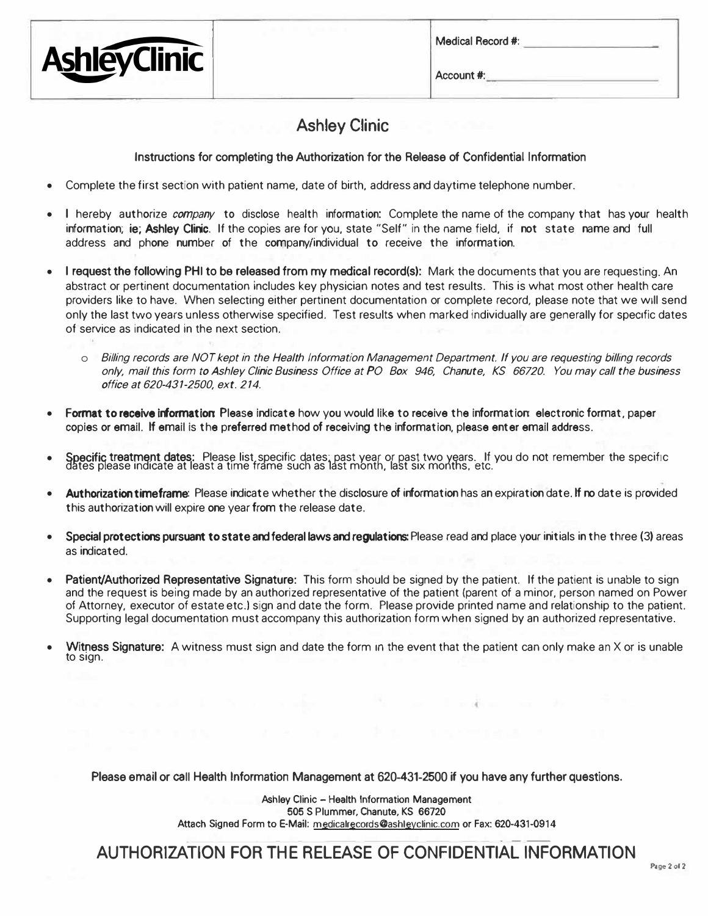AshleyClinic

Medical Record #: ____________________

Account #: ____________________

## Ashley Clinic

### Instructions for completing the Authorization for the Release of Confidential Information

- Complete the first section with patient name, date of birth, address and daytime telephone number.
- **I hereby authorize** *company* **to disclose health information:** Complete the name of the company that has your health information; ie; **Ashley Clinic**. If the copies are for you, state "Self" in the name field, if **not state name** and full address and phone number of the company/individual to receive the information.
- **I request the following PHI to be released from my medical record(s):** Mark the documents that you are requesting. An abstract or pertinent documentation includes key physician notes and test results. This is what most other health care providers like to have. When selecting either pertinent documentation or complete record, please note that we will send only the last two years unless otherwise specified. Test results when marked individually are generally for specific dates of service as indicated in the next section.
  - *Billing records are NOT kept in the Health Information Management Department. If you are requesting billing records only, mail this form to Ashley Clinic Business Office at PO Box 946, Chanute, KS 66720. You may call the business office at 620-431-2500, ext. 214.*
- **Format to receive information:** Please indicate how you would like to receive the information: electronic format, paper copies or email. If email is the preferred method of receiving the information, please enter email address.
- **Specific treatment dates:** Please list specific dates; past year or past two years. If you do not remember the specific dates please indicate at least a time frame such as last month, last six months, etc.
- **Authorization timeframe:** Please indicate whether the disclosure of information has an expiration date. If no date is provided this authorization will expire one year from the release date.
- **Special protections pursuant to state and federal laws and regulations:** Please read and place your initials in the three (3) areas as indicated.
- **Patient/Authorized Representative Signature:** This form should be signed by the patient. If the patient is unable to sign and the request is being made by an authorized representative of the patient (parent of a minor, person named on Power of Attorney, executor of estate etc.) sign and date the form. Please provide printed name and relationship to the patient. Supporting legal documentation must accompany this authorization form when signed by an authorized representative.
- **Witness Signature:** A witness must sign and date the form in the event that the patient can only make an X or is unable to sign.

**Please email or call Health Information Management at 620-431-2500 if you have any further questions.**

**Ashley Clinic – Health Information Management**
**505 S Plummer, Chanute, KS 66720**
**Attach Signed Form to E-Mail: medicalrecords@ashleyclinic.com or Fax: 620-431-0914**

## AUTHORIZATION FOR THE RELEASE OF CONFIDENTIAL INFORMATION